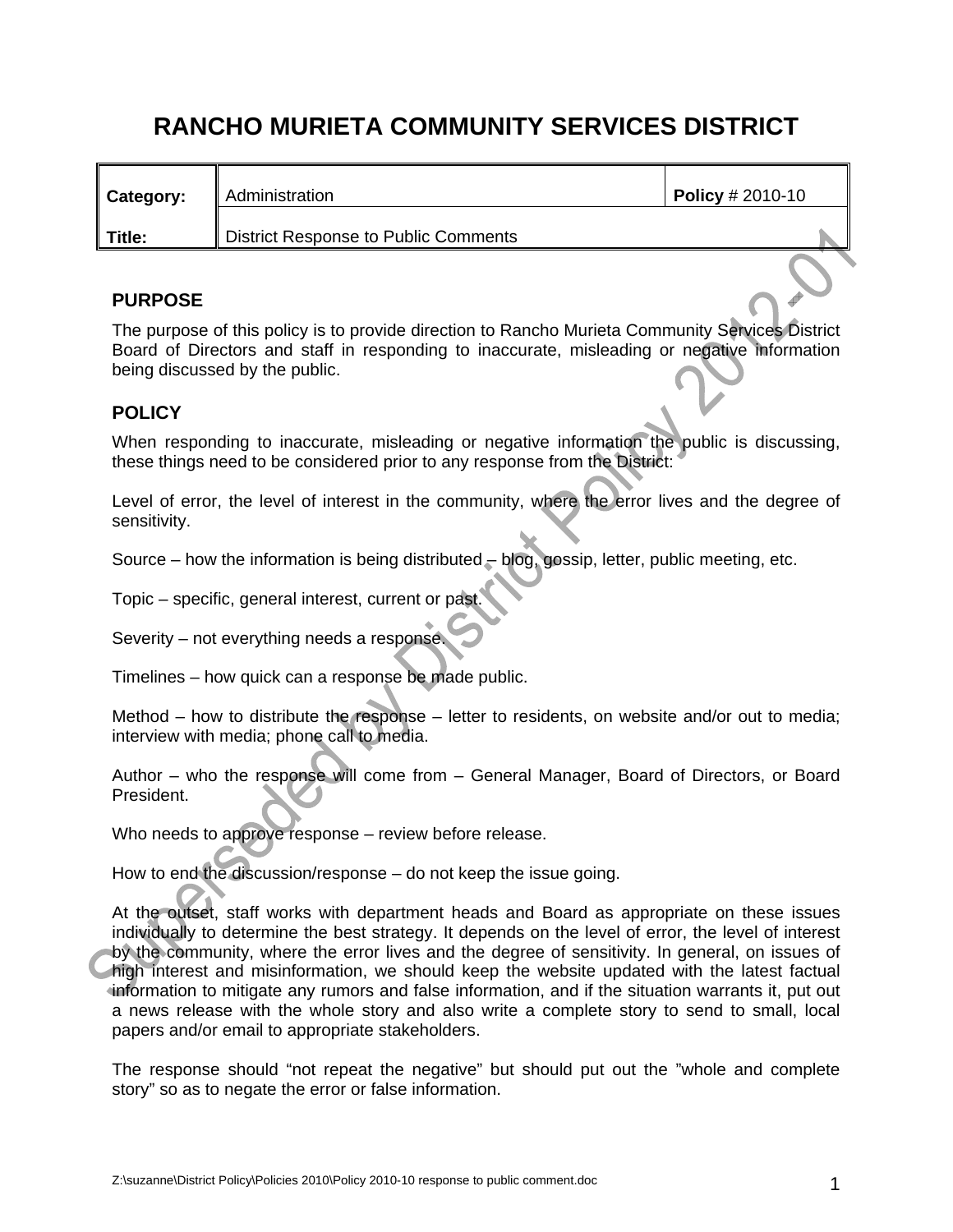# RANCHO MURIETA COMMUNITY SERVICES DISTRICT

| Category: | Administration | Policy # 2010-10 |
|---|---|---|
| Title: | District Response to Public Comments | |

Superseded by District Policy 2012-01

## PURPOSE

The purpose of this policy is to provide direction to Rancho Murieta Community Services District Board of Directors and staff in responding to inaccurate, misleading or negative information being discussed by the public.

## POLICY

When responding to inaccurate, misleading or negative information the public is discussing, these things need to be considered prior to any response from the District:

Level of error, the level of interest in the community, where the error lives and the degree of sensitivity.

Source – how the information is being distributed – blog, gossip, letter, public meeting, etc.

Topic – specific, general interest, current or past.

Severity – not everything needs a response.

Timelines – how quick can a response be made public.

Method – how to distribute the response – letter to residents, on website and/or out to media; interview with media; phone call to media.

Author – who the response will come from – General Manager, Board of Directors, or Board President.

Who needs to approve response – review before release.

How to end the discussion/response – do not keep the issue going.

At the outset, staff works with department heads and Board as appropriate on these issues individually to determine the best strategy. It depends on the level of error, the level of interest by the community, where the error lives and the degree of sensitivity. In general, on issues of high interest and misinformation, we should keep the website updated with the latest factual information to mitigate any rumors and false information, and if the situation warrants it, put out a news release with the whole story and also write a complete story to send to small, local papers and/or email to appropriate stakeholders.

The response should "not repeat the negative" but should put out the "whole and complete story" so as to negate the error or false information.

Z:\suzanne\District Policy\Policies 2010\Policy 2010-10 response to public comment.doc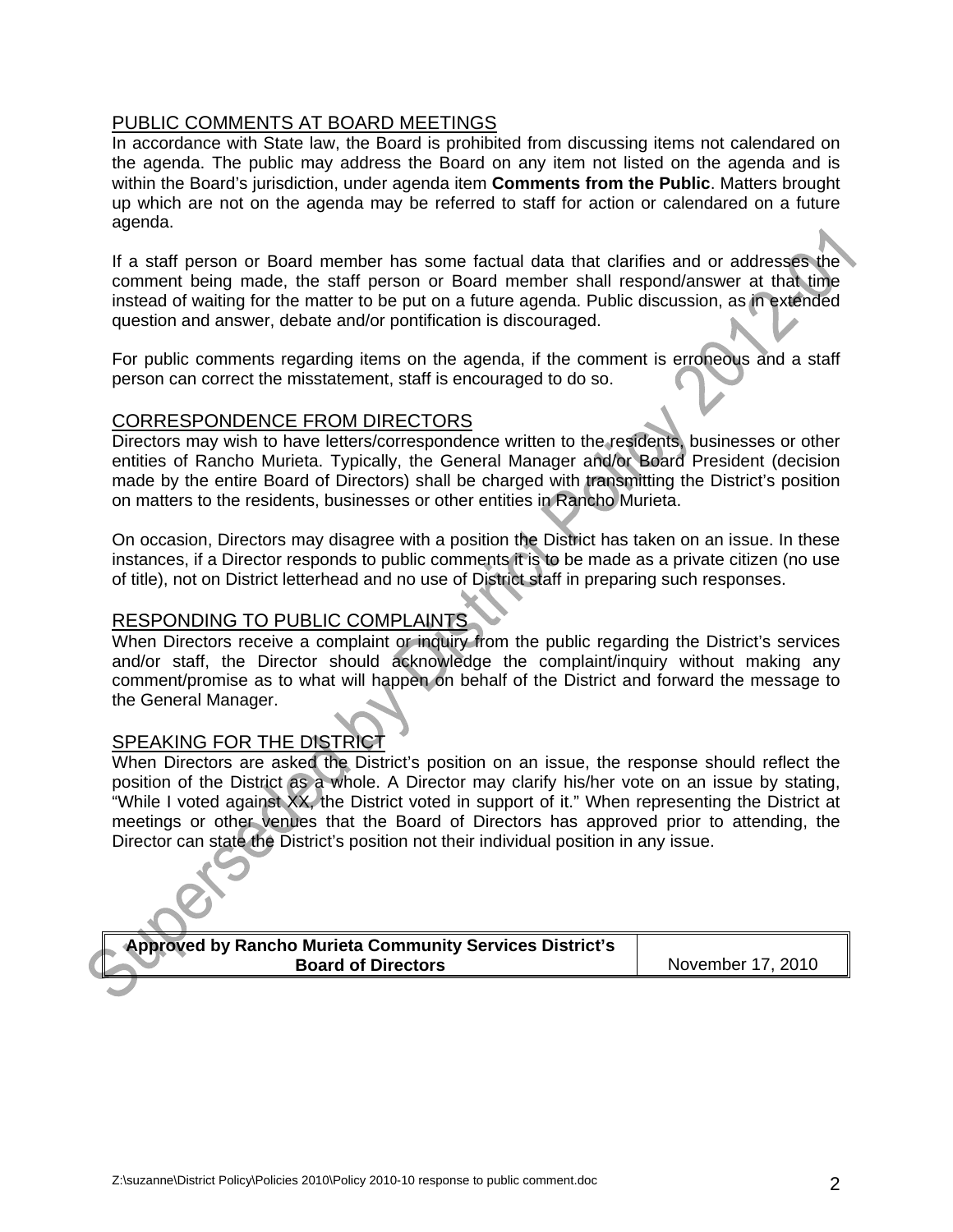## PUBLIC COMMENTS AT BOARD MEETINGS

In accordance with State law, the Board is prohibited from discussing items not calendared on the agenda. The public may address the Board on any item not listed on the agenda and is within the Board's jurisdiction, under agenda item **Comments from the Public**. Matters brought up which are not on the agenda may be referred to staff for action or calendared on a future agenda.

If a staff person or Board member has some factual data that clarifies and or addresses the comment being made, the staff person or Board member shall respond/answer at that time instead of waiting for the matter to be put on a future agenda. Public discussion, as in extended question and answer, debate and/or pontification is discouraged.

For public comments regarding items on the agenda, if the comment is erroneous and a staff person can correct the misstatement, staff is encouraged to do so.

## CORRESPONDENCE FROM DIRECTORS

Directors may wish to have letters/correspondence written to the residents, businesses or other entities of Rancho Murieta. Typically, the General Manager and/or Board President (decision made by the entire Board of Directors) shall be charged with transmitting the District's position on matters to the residents, businesses or other entities in Rancho Murieta.

On occasion, Directors may disagree with a position the District has taken on an issue. In these instances, if a Director responds to public comments it is to be made as a private citizen (no use of title), not on District letterhead and no use of District staff in preparing such responses.

## RESPONDING TO PUBLIC COMPLAINTS

When Directors receive a complaint or inquiry from the public regarding the District's services and/or staff, the Director should acknowledge the complaint/inquiry without making any comment/promise as to what will happen on behalf of the District and forward the message to the General Manager.

## SPEAKING FOR THE DISTRICT

When Directors are asked the District's position on an issue, the response should reflect the position of the District as a whole. A Director may clarify his/her vote on an issue by stating, "While I voted against XX, the District voted in support of it." When representing the District at meetings or other venues that the Board of Directors has approved prior to attending, the Director can state the District's position not their individual position in any issue.

| | |
|---|---|
| **Approved by Rancho Murieta Community Services District's Board of Directors** | November 17, 2010 |

Superseded by District Policy 2012-01

Z:\suzanne\District Policy\Policies 2010\Policy 2010-10 response to public comment.doc